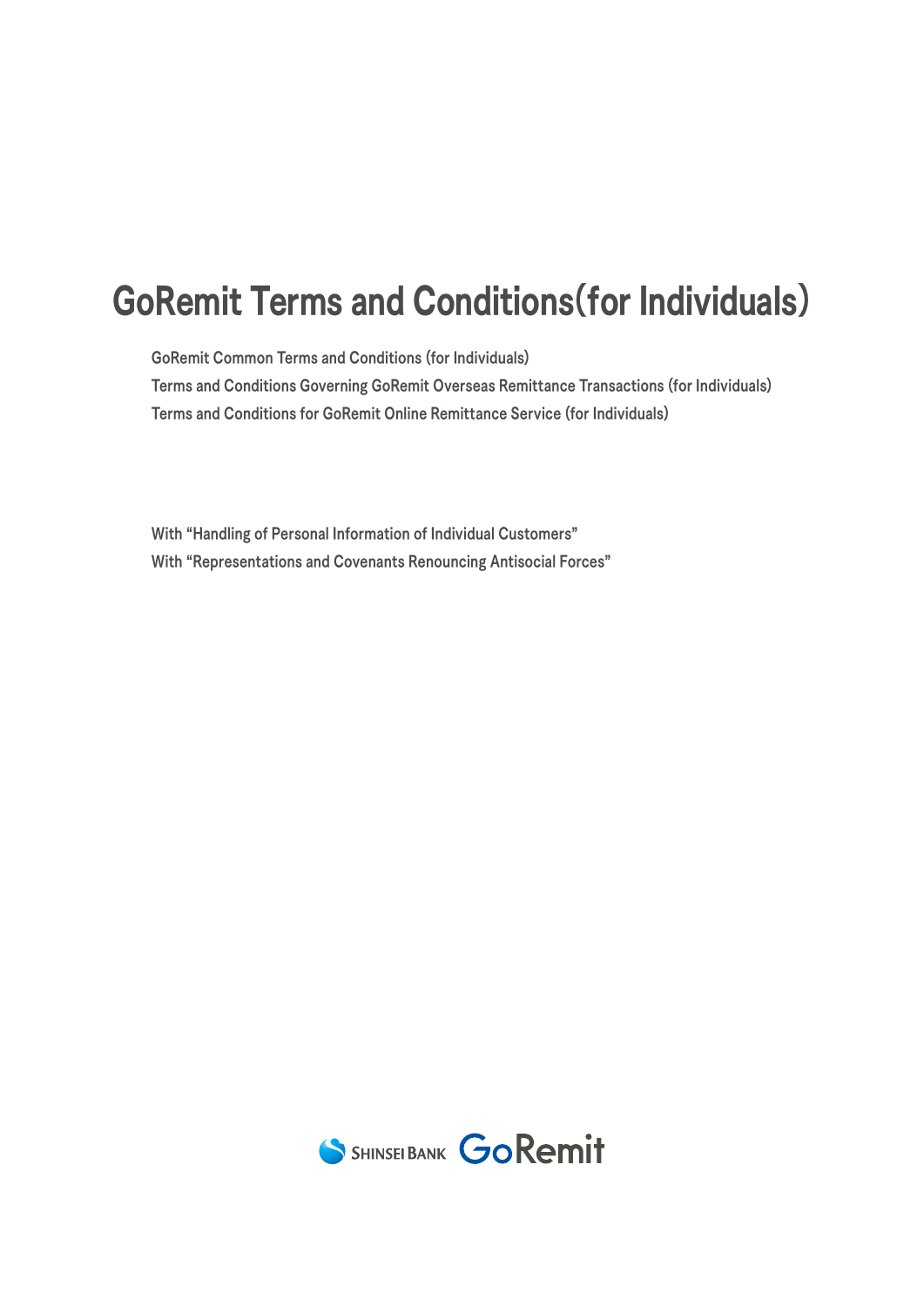# GoRemit Terms and Conditions(for Individuals)

GoRemit Common Terms and Conditions (for Individuals)
Terms and Conditions Governing GoRemit Overseas Remittance Transactions (for Individuals)
Terms and Conditions for GoRemit Online Remittance Service (for Individuals)

With “Handling of Personal Information of Individual Customers”
With “Representations and Covenants Renouncing Antisocial Forces”

SHINSEI BANK GoRemit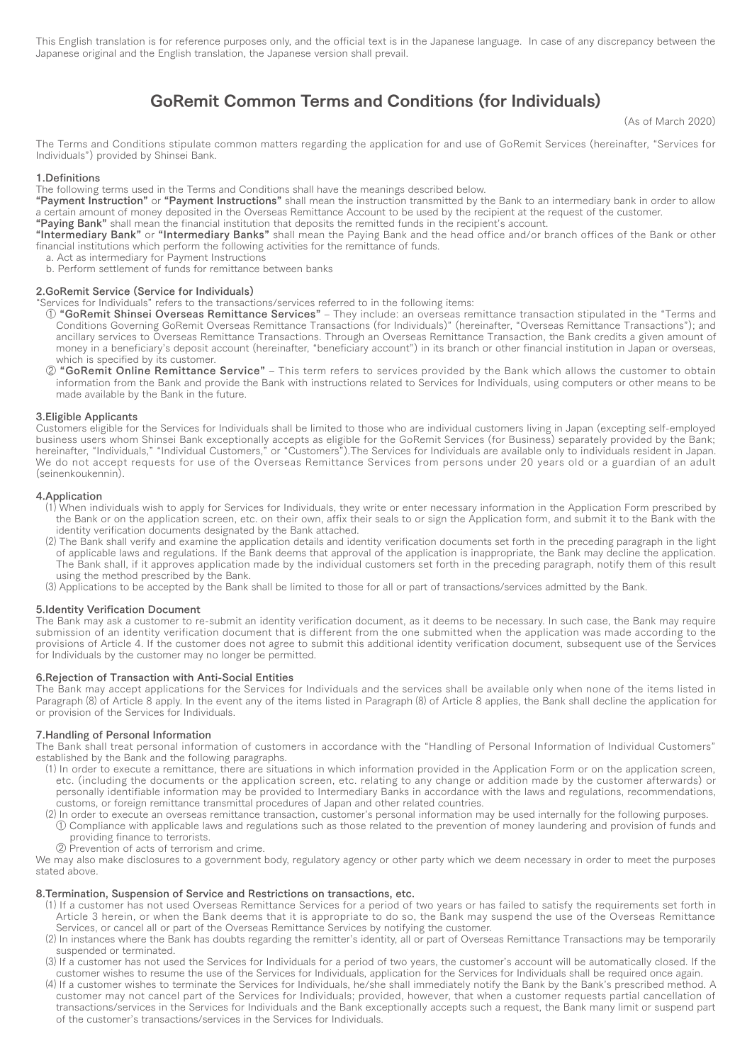This English translation is for reference purposes only, and the official text is in the Japanese language. In case of any discrepancy between the Japanese original and the English translation, the Japanese version shall prevail.

# GoRemit Common Terms and Conditions (for Individuals)

(As of March 2020)

The Terms and Conditions stipulate common matters regarding the application for and use of GoRemit Services (hereinafter, "Services for Individuals") provided by Shinsei Bank.

## 1.Definitions

The following terms used in the Terms and Conditions shall have the meanings described below.

**"Payment Instruction"** or **"Payment Instructions"** shall mean the instruction transmitted by the Bank to an intermediary bank in order to allow a certain amount of money deposited in the Overseas Remittance Account to be used by the recipient at the request of the customer.

**"Paying Bank"** shall mean the financial institution that deposits the remitted funds in the recipient's account.

**"Intermediary Bank"** or **"Intermediary Banks"** shall mean the Paying Bank and the head office and/or branch offices of the Bank or other financial institutions which perform the following activities for the remittance of funds.

a. Act as intermediary for Payment Instructions
b. Perform settlement of funds for remittance between banks

## 2.GoRemit Service (Service for Individuals)

"Services for Individuals" refers to the transactions/services referred to in the following items:

① **"GoRemit Shinsei Overseas Remittance Services"** – They include: an overseas remittance transaction stipulated in the "Terms and Conditions Governing GoRemit Overseas Remittance Transactions (for Individuals)" (hereinafter, "Overseas Remittance Transactions"); and ancillary services to Overseas Remittance Transactions. Through an Overseas Remittance Transaction, the Bank credits a given amount of money in a beneficiary's deposit account (hereinafter, "beneficiary account") in its branch or other financial institution in Japan or overseas, which is specified by its customer.

② **"GoRemit Online Remittance Service"** – This term refers to services provided by the Bank which allows the customer to obtain information from the Bank and provide the Bank with instructions related to Services for Individuals, using computers or other means to be made available by the Bank in the future.

## 3.Eligible Applicants

Customers eligible for the Services for Individuals shall be limited to those who are individual customers living in Japan (excepting self-employed business users whom Shinsei Bank exceptionally accepts as eligible for the GoRemit Services (for Business) separately provided by the Bank; hereinafter, "Individuals," "Individual Customers," or "Customers").The Services for Individuals are available only to individuals resident in Japan. We do not accept requests for use of the Overseas Remittance Services from persons under 20 years old or a guardian of an adult (seinenkoukennin).

## 4.Application

(1) When individuals wish to apply for Services for Individuals, they write or enter necessary information in the Application Form prescribed by the Bank or on the application screen, etc. on their own, affix their seals to or sign the Application form, and submit it to the Bank with the identity verification documents designated by the Bank attached.

(2) The Bank shall verify and examine the application details and identity verification documents set forth in the preceding paragraph in the light of applicable laws and regulations. If the Bank deems that approval of the application is inappropriate, the Bank may decline the application. The Bank shall, if it approves application made by the individual customers set forth in the preceding paragraph, notify them of this result using the method prescribed by the Bank.

(3) Applications to be accepted by the Bank shall be limited to those for all or part of transactions/services admitted by the Bank.

## 5.Identity Verification Document

The Bank may ask a customer to re-submit an identity verification document, as it deems to be necessary. In such case, the Bank may require submission of an identity verification document that is different from the one submitted when the application was made according to the provisions of Article 4. If the customer does not agree to submit this additional identity verification document, subsequent use of the Services for Individuals by the customer may no longer be permitted.

## 6.Rejection of Transaction with Anti-Social Entities

The Bank may accept applications for the Services for Individuals and the services shall be available only when none of the items listed in Paragraph (8) of Article 8 apply. In the event any of the items listed in Paragraph (8) of Article 8 applies, the Bank shall decline the application for or provision of the Services for Individuals.

## 7.Handling of Personal Information

The Bank shall treat personal information of customers in accordance with the "Handling of Personal Information of Individual Customers" established by the Bank and the following paragraphs.

(1) In order to execute a remittance, there are situations in which information provided in the Application Form or on the application screen, etc. (including the documents or the application screen, etc. relating to any change or addition made by the customer afterwards) or personally identifiable information may be provided to Intermediary Banks in accordance with the laws and regulations, recommendations, customs, or foreign remittance transmittal procedures of Japan and other related countries.

(2) In order to execute an overseas remittance transaction, customer's personal information may be used internally for the following purposes.

① Compliance with applicable laws and regulations such as those related to the prevention of money laundering and provision of funds and providing finance to terrorists.

② Prevention of acts of terrorism and crime.

We may also make disclosures to a government body, regulatory agency or other party which we deem necessary in order to meet the purposes stated above.

## 8.Termination, Suspension of Service and Restrictions on transactions, etc.

(1) If a customer has not used Overseas Remittance Services for a period of two years or has failed to satisfy the requirements set forth in Article 3 herein, or when the Bank deems that it is appropriate to do so, the Bank may suspend the use of the Overseas Remittance Services, or cancel all or part of the Overseas Remittance Services by notifying the customer.

(2) In instances where the Bank has doubts regarding the remitter's identity, all or part of Overseas Remittance Transactions may be temporarily suspended or terminated.

(3) If a customer has not used the Services for Individuals for a period of two years, the customer's account will be automatically closed. If the customer wishes to resume the use of the Services for Individuals, application for the Services for Individuals shall be required once again.

(4) If a customer wishes to terminate the Services for Individuals, he/she shall immediately notify the Bank by the Bank's prescribed method. A customer may not cancel part of the Services for Individuals; provided, however, that when a customer requests partial cancellation of transactions/services in the Services for Individuals and the Bank exceptionally accepts such a request, the Bank many limit or suspend part of the customer's transactions/services in the Services for Individuals.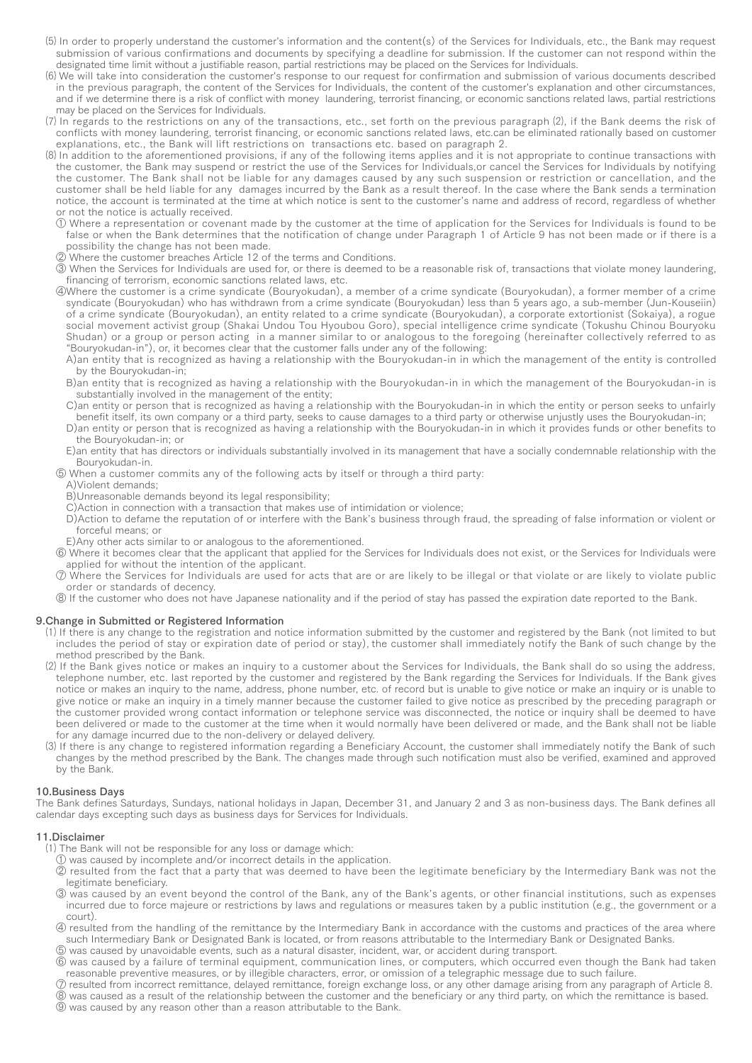(5) In order to properly understand the customer's information and the content(s) of the Services for Individuals, etc., the Bank may request submission of various confirmations and documents by specifying a deadline for submission. If the customer can not respond within the designated time limit without a justifiable reason, partial restrictions may be placed on the Services for Individuals.

(6) We will take into consideration the customer's response to our request for confirmation and submission of various documents described in the previous paragraph, the content of the Services for Individuals, the content of the customer's explanation and other circumstances, and if we determine there is a risk of conflict with money laundering, terrorist financing, or economic sanctions related laws, partial restrictions may be placed on the Services for Individuals.

(7) In regards to the restrictions on any of the transactions, etc., set forth on the previous paragraph (2), if the Bank deems the risk of conflicts with money laundering, terrorist financing, or economic sanctions related laws, etc.can be eliminated rationally based on customer explanations, etc., the Bank will lift restrictions on transactions etc. based on paragraph 2.

(8) In addition to the aforementioned provisions, if any of the following items applies and it is not appropriate to continue transactions with the customer, the Bank may suspend or restrict the use of the Services for Individuals,or cancel the Services for Individuals by notifying the customer. The Bank shall not be liable for any damages caused by any such suspension or restriction or cancellation, and the customer shall be held liable for any damages incurred by the Bank as a result thereof. In the case where the Bank sends a termination notice, the account is terminated at the time at which notice is sent to the customer's name and address of record, regardless of whether or not the notice is actually received.

① Where a representation or covenant made by the customer at the time of application for the Services for Individuals is found to be false or when the Bank determines that the notification of change under Paragraph 1 of Article 9 has not been made or if there is a possibility the change has not been made.

② Where the customer breaches Article 12 of the terms and Conditions.

③ When the Services for Individuals are used for, or there is deemed to be a reasonable risk of, transactions that violate money laundering, financing of terrorism, economic sanctions related laws, etc.

④Where the customer is a crime syndicate (Bouryokudan), a member of a crime syndicate (Bouryokudan), a former member of a crime syndicate (Bouryokudan) who has withdrawn from a crime syndicate (Bouryokudan) less than 5 years ago, a sub-member (Jun-Kouseiin) of a crime syndicate (Bouryokudan), an entity related to a crime syndicate (Bouryokudan), a corporate extortionist (Sokaiya), a rogue social movement activist group (Shakai Undou Tou Hyoubou Goro), special intelligence crime syndicate (Tokushu Chinou Bouryoku Shudan) or a group or person acting in a manner similar to or analogous to the foregoing (hereinafter collectively referred to as "Bouryokudan-in"), or, it becomes clear that the customer falls under any of the following:

A)an entity that is recognized as having a relationship with the Bouryokudan-in in which the management of the entity is controlled by the Bouryokudan-in;

B)an entity that is recognized as having a relationship with the Bouryokudan-in in which the management of the Bouryokudan-in is substantially involved in the management of the entity;

C)an entity or person that is recognized as having a relationship with the Bouryokudan-in in which the entity or person seeks to unfairly benefit itself, its own company or a third party, seeks to cause damages to a third party or otherwise unjustly uses the Bouryokudan-in;

D)an entity or person that is recognized as having a relationship with the Bouryokudan-in in which it provides funds or other benefits to the Bouryokudan-in; or

E)an entity that has directors or individuals substantially involved in its management that have a socially condemnable relationship with the Bouryokudan-in.

⑤ When a customer commits any of the following acts by itself or through a third party:

A)Violent demands;

B)Unreasonable demands beyond its legal responsibility;

C)Action in connection with a transaction that makes use of intimidation or violence;

D)Action to defame the reputation of or interfere with the Bank's business through fraud, the spreading of false information or violent or forceful means; or

E)Any other acts similar to or analogous to the aforementioned.

⑥ Where it becomes clear that the applicant that applied for the Services for Individuals does not exist, or the Services for Individuals were applied for without the intention of the applicant.

⑦ Where the Services for Individuals are used for acts that are or are likely to be illegal or that violate or are likely to violate public order or standards of decency.

⑧ If the customer who does not have Japanese nationality and if the period of stay has passed the expiration date reported to the Bank.

## 9.Change in Submitted or Registered Information

(1) If there is any change to the registration and notice information submitted by the customer and registered by the Bank (not limited to but includes the period of stay or expiration date of period or stay), the customer shall immediately notify the Bank of such change by the method prescribed by the Bank.

(2) If the Bank gives notice or makes an inquiry to a customer about the Services for Individuals, the Bank shall do so using the address, telephone number, etc. last reported by the customer and registered by the Bank regarding the Services for Individuals. If the Bank gives notice or makes an inquiry to the name, address, phone number, etc. of record but is unable to give notice or make an inquiry or is unable to give notice or make an inquiry in a timely manner because the customer failed to give notice as prescribed by the preceding paragraph or the customer provided wrong contact information or telephone service was disconnected, the notice or inquiry shall be deemed to have been delivered or made to the customer at the time when it would normally have been delivered or made, and the Bank shall not be liable for any damage incurred due to the non-delivery or delayed delivery.

(3) If there is any change to registered information regarding a Beneficiary Account, the customer shall immediately notify the Bank of such changes by the method prescribed by the Bank. The changes made through such notification must also be verified, examined and approved by the Bank.

## 10.Business Days

The Bank defines Saturdays, Sundays, national holidays in Japan, December 31, and January 2 and 3 as non-business days. The Bank defines all calendar days excepting such days as business days for Services for Individuals.

## 11.Disclaimer

(1) The Bank will not be responsible for any loss or damage which:

① was caused by incomplete and/or incorrect details in the application.

② resulted from the fact that a party that was deemed to have been the legitimate beneficiary by the Intermediary Bank was not the legitimate beneficiary.

③ was caused by an event beyond the control of the Bank, any of the Bank's agents, or other financial institutions, such as expenses incurred due to force majeure or restrictions by laws and regulations or measures taken by a public institution (e.g., the government or a court).

④ resulted from the handling of the remittance by the Intermediary Bank in accordance with the customs and practices of the area where such Intermediary Bank or Designated Bank is located, or from reasons attributable to the Intermediary Bank or Designated Banks.

⑤ was caused by unavoidable events, such as a natural disaster, incident, war, or accident during transport.

⑥ was caused by a failure of terminal equipment, communication lines, or computers, which occurred even though the Bank had taken reasonable preventive measures, or by illegible characters, error, or omission of a telegraphic message due to such failure.

⑦ resulted from incorrect remittance, delayed remittance, foreign exchange loss, or any other damage arising from any paragraph of Article 8.

⑧ was caused as a result of the relationship between the customer and the beneficiary or any third party, on which the remittance is based.

⑨ was caused by any reason other than a reason attributable to the Bank.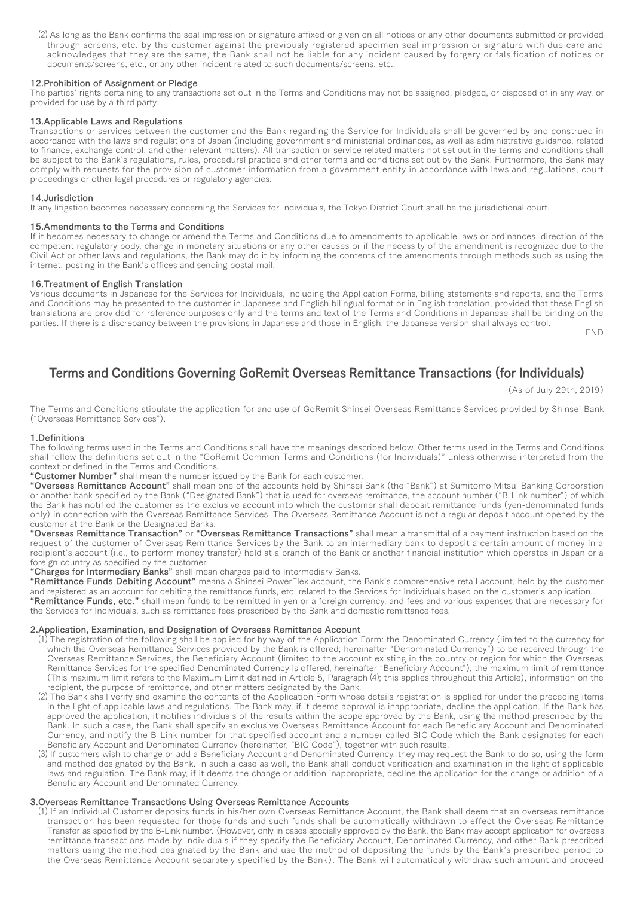(2) As long as the Bank confirms the seal impression or signature affixed or given on all notices or any other documents submitted or provided through screens, etc. by the customer against the previously registered specimen seal impression or signature with due care and acknowledges that they are the same, the Bank shall not be liable for any incident caused by forgery or falsification of notices or documents/screens, etc., or any other incident related to such documents/screens, etc..

### 12.Prohibition of Assignment or Pledge

The parties' rights pertaining to any transactions set out in the Terms and Conditions may not be assigned, pledged, or disposed of in any way, or provided for use by a third party.

### 13.Applicable Laws and Regulations

Transactions or services between the customer and the Bank regarding the Service for Individuals shall be governed by and construed in accordance with the laws and regulations of Japan (including government and ministerial ordinances, as well as administrative guidance, related to finance, exchange control, and other relevant matters). All transaction or service related matters not set out in the terms and conditions shall be subject to the Bank's regulations, rules, procedural practice and other terms and conditions set out by the Bank. Furthermore, the Bank may comply with requests for the provision of customer information from a government entity in accordance with laws and regulations, court proceedings or other legal procedures or regulatory agencies.

### 14.Jurisdiction

If any litigation becomes necessary concerning the Services for Individuals, the Tokyo District Court shall be the jurisdictional court.

### 15.Amendments to the Terms and Conditions

If it becomes necessary to change or amend the Terms and Conditions due to amendments to applicable laws or ordinances, direction of the competent regulatory body, change in monetary situations or any other causes or if the necessity of the amendment is recognized due to the Civil Act or other laws and regulations, the Bank may do it by informing the contents of the amendments through methods such as using the internet, posting in the Bank's offices and sending postal mail.

### 16.Treatment of English Translation

Various documents in Japanese for the Services for Individuals, including the Application Forms, billing statements and reports, and the Terms and Conditions may be presented to the customer in Japanese and English bilingual format or in English translation, provided that these English translations are provided for reference purposes only and the terms and text of the Terms and Conditions in Japanese shall be binding on the parties. If there is a discrepancy between the provisions in Japanese and those in English, the Japanese version shall always control.

END

# Terms and Conditions Governing GoRemit Overseas Remittance Transactions (for Individuals)

(As of July 29th, 2019)

The Terms and Conditions stipulate the application for and use of GoRemit Shinsei Overseas Remittance Services provided by Shinsei Bank ("Overseas Remittance Services").

### 1.Definitions

The following terms used in the Terms and Conditions shall have the meanings described below. Other terms used in the Terms and Conditions shall follow the definitions set out in the "GoRemit Common Terms and Conditions (for Individuals)" unless otherwise interpreted from the context or defined in the Terms and Conditions.

**"Customer Number"** shall mean the number issued by the Bank for each customer.

**"Overseas Remittance Account"** shall mean one of the accounts held by Shinsei Bank (the "Bank") at Sumitomo Mitsui Banking Corporation or another bank specified by the Bank ("Designated Bank") that is used for overseas remittance, the account number ("B-Link number") of which the Bank has notified the customer as the exclusive account into which the customer shall deposit remittance funds (yen-denominated funds only) in connection with the Overseas Remittance Services. The Overseas Remittance Account is not a regular deposit account opened by the customer at the Bank or the Designated Banks.

**"Overseas Remittance Transaction"** or **"Overseas Remittance Transactions"** shall mean a transmittal of a payment instruction based on the request of the customer of Overseas Remittance Services by the Bank to an intermediary bank to deposit a certain amount of money in a recipient's account (i.e., to perform money transfer) held at a branch of the Bank or another financial institution which operates in Japan or a foreign country as specified by the customer.

**"Charges for Intermediary Banks"** shall mean charges paid to Intermediary Banks.

**"Remittance Funds Debiting Account"** means a Shinsei PowerFlex account, the Bank's comprehensive retail account, held by the customer and registered as an account for debiting the remittance funds, etc. related to the Services for Individuals based on the customer's application.

**"Remittance Funds, etc."** shall mean funds to be remitted in yen or a foreign currency, and fees and various expenses that are necessary for the Services for Individuals, such as remittance fees prescribed by the Bank and domestic remittance fees.

### 2.Application, Examination, and Designation of Overseas Remittance Account

(1) The registration of the following shall be applied for by way of the Application Form: the Denominated Currency (limited to the currency for which the Overseas Remittance Services provided by the Bank is offered; hereinafter "Denominated Currency") to be received through the Overseas Remittance Services, the Beneficiary Account (limited to the account existing in the country or region for which the Overseas Remittance Services for the specified Denominated Currency is offered, hereinafter "Beneficiary Account"), the maximum limit of remittance (This maximum limit refers to the Maximum Limit defined in Article 5, Paragraph (4); this applies throughout this Article), information on the recipient, the purpose of remittance, and other matters designated by the Bank.

(2) The Bank shall verify and examine the contents of the Application Form whose details registration is applied for under the preceding items in the light of applicable laws and regulations. The Bank may, if it deems approval is inappropriate, decline the application. If the Bank has approved the application, it notifies individuals of the results within the scope approved by the Bank, using the method prescribed by the Bank. In such a case, the Bank shall specify an exclusive Overseas Remittance Account for each Beneficiary Account and Denominated Currency, and notify the B-Link number for that specified account and a number called BIC Code which the Bank designates for each Beneficiary Account and Denominated Currency (hereinafter, "BIC Code"), together with such results.

(3) If customers wish to change or add a Beneficiary Account and Denominated Currency, they may request the Bank to do so, using the form and method designated by the Bank. In such a case as well, the Bank shall conduct verification and examination in the light of applicable laws and regulation. The Bank may, if it deems the change or addition inappropriate, decline the application for the change or addition of a Beneficiary Account and Denominated Currency.

### 3.Overseas Remittance Transactions Using Overseas Remittance Accounts

(1) If an Individual Customer deposits funds in his/her own Overseas Remittance Account, the Bank shall deem that an overseas remittance transaction has been requested for those funds and such funds shall be automatically withdrawn to effect the Overseas Remittance Transfer as specified by the B-Link number. (However, only in cases specially approved by the Bank, the Bank may accept application for overseas remittance transactions made by Individuals if they specify the Beneficiary Account, Denominated Currency, and other Bank-prescribed matters using the method designated by the Bank and use the method of depositing the funds by the Bank's prescribed period to the Overseas Remittance Account separately specified by the Bank). The Bank will automatically withdraw such amount and proceed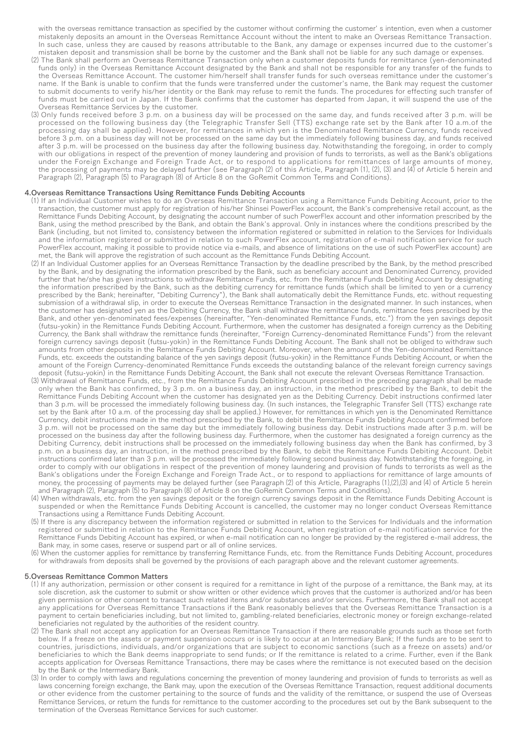with the overseas remittance transaction as specified by the customer without confirming the customer' s intention, even when a customer mistakenly deposits an amount in the Overseas Remittance Account without the intent to make an Overseas Remittance Transaction. In such case, unless they are caused by reasons attributable to the Bank, any damage or expenses incurred due to the customer's mistaken deposit and transmission shall be borne by the customer and the Bank shall not be liable for any such damage or expenses.

(2) The Bank shall perform an Overseas Remittance Transaction only when a customer deposits funds for remittance (yen-denominated funds only) in the Overseas Remittance Account designated by the Bank and shall not be responsible for any transfer of the funds to the Overseas Remittance Account. The customer him/herself shall transfer funds for such overseas remittance under the customer's name. If the Bank is unable to confirm that the funds were transferred under the customer's name, the Bank may request the customer to submit documents to verify his/her identity or the Bank may refuse to remit the funds. The procedures for effecting such transfer of funds must be carried out in Japan. If the Bank confirms that the customer has departed from Japan, it will suspend the use of the Overseas Remittance Services by the customer.

(3) Only funds received before 3 p.m. on a business day will be processed on the same day, and funds received after 3 p.m. will be processed on the following business day (the Telegraphic Transfer Sell (TTS) exchange rate set by the Bank after 10 a.m.of the processing day shall be applied). However, for remittances in which yen is the Denominated Remittance Currency, funds received before 3 p.m. on a business day will not be processed on the same day but the immediately following business day, and funds received after 3 p.m. will be processed on the business day after the following business day. Notwithstanding the foregoing, in order to comply with our obligations in respect of the prevention of money laundering and provision of funds to terrorists, as well as the Bank's obligations under the Foreign Exchange and Foreign Trade Act, or to respond to applications for remittances of large amounts of money, the processing of payments may be delayed further (see Paragraph (2) of this Article, Paragraph (1), (2), (3) and (4) of Article 5 herein and Paragraph (2), Paragraph (5) to Paragraph (8) of Article 8 on the GoRemit Common Terms and Conditions).

## 4.Overseas Remittance Transactions Using Remittance Funds Debiting Accounts

(1) If an Individual Customer wishes to do an Overseas Remittance Transaction using a Remittance Funds Debiting Account, prior to the transaction, the customer must apply for registration of his/her Shinsei PowerFlex account, the Bank's comprehensive retail account, as the Remittance Funds Debiting Account, by designating the account number of such PowerFlex account and other information prescribed by the Bank, using the method prescribed by the Bank, and obtain the Bank's approval. Only in instances where the conditions prescribed by the Bank (including, but not limited to, consistency between the information registered or submitted in relation to the Services for Individuals and the information registered or submitted in relation to such PowerFlex account, registration of e-mail notification service for such PowerFlex account, making it possible to provide notice via e-mails, and absence of limitations on the use of such PowerFlex account) are met, the Bank will approve the registration of such account as the Remittance Funds Debiting Account.

(2) If an Individual Customer applies for an Overseas Remittance Transaction by the deadline prescribed by the Bank, by the method prescribed by the Bank, and by designating the information prescribed by the Bank, such as beneficiary account and Denominated Currency, provided further that he/she has given instructions to withdraw Remittance Funds, etc. from the Remittance Funds Debiting Account by designating the information prescribed by the Bank, such as the debiting currency for remittance funds (which shall be limited to yen or a currency prescribed by the Bank; hereinafter, "Debiting Currency"), the Bank shall automatically debit the Remittance Funds, etc. without requesting submission of a withdrawal slip, in order to execute the Overseas Remittance Transaction in the designated manner. In such instances, when the customer has designated yen as the Debiting Currency, the Bank shall withdraw the remittance funds, remittance fees prescribed by the Bank, and other yen-denominated fees/expenses (hereinafter, "Yen-denominated Remittance Funds, etc.") from the yen savings deposit (futsu-yokin) in the Remittance Funds Debiting Account. Furthermore, when the customer has designated a foreign currency as the Debiting Currency, the Bank shall withdraw the remittance funds (hereinafter, "Foreign Currency-denominated Remittance Funds") from the relevant foreign currency savings deposit (futsu-yokin) in the Remittance Funds Debiting Account. The Bank shall not be obliged to withdraw such amounts from other deposits in the Remittance Funds Debiting Account. Moreover, when the amount of the Yen-denominated Remittance Funds, etc. exceeds the outstanding balance of the yen savings deposit (futsu-yokin) in the Remittance Funds Debiting Account, or when the amount of the Foreign Currency-denominated Remittance Funds exceeds the outstanding balance of the relevant foreign currency savings deposit (futsu-yokin) in the Remittance Funds Debiting Account, the Bank shall not execute the relevant Overseas Remittance Transaction.

(3) Withdrawal of Remittance Funds, etc., from the Remittance Funds Debiting Account prescribed in the preceding paragraph shall be made only when the Bank has confirmed, by 3 p.m. on a business day, an instruction, in the method prescribed by the Bank, to debit the Remittance Funds Debiting Account when the customer has designated yen as the Debiting Currency. Debit instructions confirmed later than 3 p.m. will be processed the immediately following business day. (In such instances, the Telegraphic Transfer Sell (TTS) exchange rate set by the Bank after 10 a.m. of the processing day shall be applied.) However, for remittances in which yen is the Denominated Remittance Currency, debit instructions made in the method prescribed by the Bank, to debit the Remittance Funds Debiting Account confirmed before 3 p.m. will not be processed on the same day but the immediately following business day. Debit instructions made after 3 p.m. will be processed on the business day after the following business day. Furthermore, when the customer has designated a foreign currency as the Debiting Currency, debit instructions shall be processed on the immediately following business day when the Bank has confirmed, by 3 p.m. on a business day, an instruction, in the method prescribed by the Bank, to debit the Remittance Funds Debiting Account. Debit instructions confirmed later than 3 p.m. will be processed the immediately following second business day. Notwithstanding the foregoing, in order to comply with our obligations in respect of the prevention of money laundering and provision of funds to terrorists as well as the Bank's obligations under the Foreign Exchange and Foreign Trade Act., or to respond to appliactions for remittance of large amounts of money, the processing of payments may be delayed further (see Paragraph (2) of this Article, Paragraphs (1),(2),(3) and (4) of Article 5 herein and Paragraph (2), Paragraph (5) to Paragraph (8) of Article 8 on the GoRemit Common Terms and Conditions).

(4) When withdrawals, etc. from the yen savings deposit or the foreign currency savings deposit in the Remittance Funds Debiting Account is suspended or when the Remittance Funds Debiting Account is cancelled, the customer may no longer conduct Overseas Remittance Transactions using a Remittance Funds Debiting Account.

(5) If there is any discrepancy between the information registered or submitted in relation to the Services for Individuals and the information registered or submitted in relation to the Remittance Funds Debiting Account, when registration of e-mail notification service for the Remittance Funds Debiting Account has expired, or when e-mail notification can no longer be provided by the registered e-mail address, the Bank may, in some cases, reserve or suspend part or all of online services.

(6) When the customer applies for remittance by transferring Remittance Funds, etc. from the Remittance Funds Debiting Account, procedures for withdrawals from deposits shall be governed by the provisions of each paragraph above and the relevant customer agreements.

## 5.Overseas Remittance Common Matters

(1) If any authorization, permission or other consent is required for a remittance in light of the purpose of a remittance, the Bank may, at its sole discretion, ask the customer to submit or show written or other evidence which proves that the customer is authorized and/or has been given permission or other consent to transact such related items and/or substances and/or services. Furthermore, the Bank shall not accept any applications for Overseas Remittance Transactions if the Bank reasonably believes that the Overseas Remittance Transaction is a payment to certain beneficiaries including, but not limited to, gambling-related beneficiaries, electronic money or foreign exchange-related beneficiaries not regulated by the authorities of the resident country.

(2) The Bank shall not accept any application for an Overseas Remittance Transaction if there are reasonable grounds such as those set forth below. If a freeze on the assets or payment suspension occurs or is likely to occur at an Intermediary Bank; If the funds are to be sent to countries, jurisdictions, individuals, and/or organizations that are subject to economic sanctions (such as a freeze on assets) and/or beneficiaries to which the Bank deems inappropriate to send funds; or If the remittance is related to a crime. Further, even if the Bank accepts application for Overseas Remittance Transactions, there may be cases where the remittance is not executed based on the decision by the Bank or the Intermediary Bank.

(3) In order to comply with laws and regulations concerning the prevention of money laundering and provision of funds to terrorists as well as laws concerning foreign exchange, the Bank may, upon the execution of the Overseas Remittance Transaction, request additional documents or other evidence from the customer pertaining to the source of funds and the validity of the remittance, or suspend the use of Overseas Remittance Services, or return the funds for remittance to the customer according to the procedures set out by the Bank subsequent to the termination of the Overseas Remittance Services for such customer.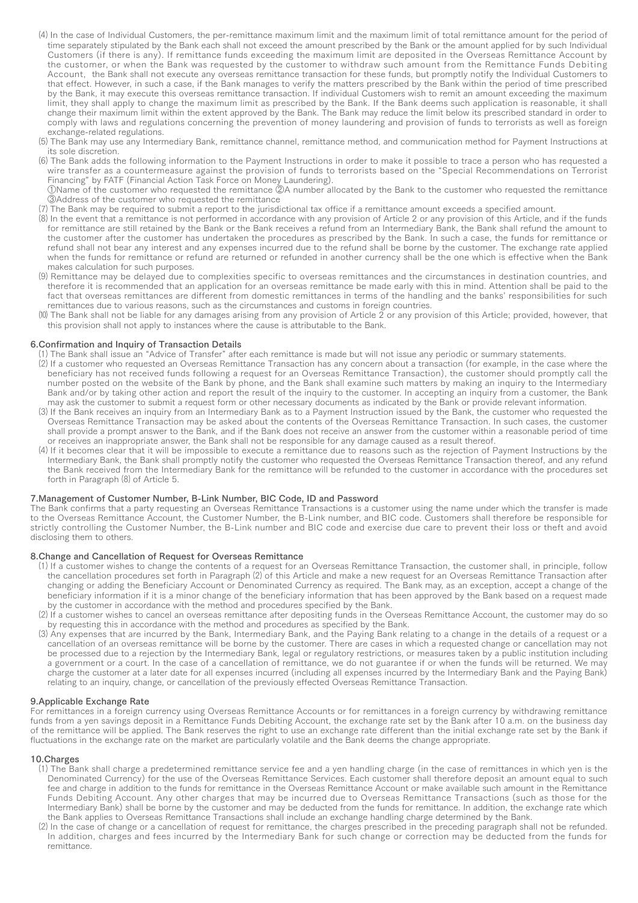(4) In the case of Individual Customers, the per-remittance maximum limit and the maximum limit of total remittance amount for the period of time separately stipulated by the Bank each shall not exceed the amount prescribed by the Bank or the amount applied for by such Individual Customers (if there is any). If remittance funds exceeding the maximum limit are deposited in the Overseas Remittance Account by the customer, or when the Bank was requested by the customer to withdraw such amount from the Remittance Funds Debiting Account, the Bank shall not execute any overseas remittance transaction for these funds, but promptly notify the Individual Customers to that effect. However, in such a case, if the Bank manages to verify the matters prescribed by the Bank within the period of time prescribed by the Bank, it may execute this overseas remittance transaction. If individual Customers wish to remit an amount exceeding the maximum limit, they shall apply to change the maximum limit as prescribed by the Bank. If the Bank deems such application is reasonable, it shall change their maximum limit within the extent approved by the Bank. The Bank may reduce the limit below its prescribed standard in order to comply with laws and regulations concerning the prevention of money laundering and provision of funds to terrorists as well as foreign exchange-related regulations.

(5) The Bank may use any Intermediary Bank, remittance channel, remittance method, and communication method for Payment Instructions at its sole discretion.

(6) The Bank adds the following information to the Payment Instructions in order to make it possible to trace a person who has requested a wire transfer as a countermeasure against the provision of funds to terrorists based on the "Special Recommendations on Terrorist Financing" by FATF (Financial Action Task Force on Money Laundering).
①Name of the customer who requested the remittance ②A number allocated by the Bank to the customer who requested the remittance ③Address of the customer who requested the remittance

(7) The Bank may be required to submit a report to the jurisdictional tax office if a remittance amount exceeds a specified amount.

(8) In the event that a remittance is not performed in accordance with any provision of Article 2 or any provision of this Article, and if the funds for remittance are still retained by the Bank or the Bank receives a refund from an Intermediary Bank, the Bank shall refund the amount to the customer after the customer has undertaken the procedures as prescribed by the Bank. In such a case, the funds for remittance or refund shall not bear any interest and any expenses incurred due to the refund shall be borne by the customer. The exchange rate applied when the funds for remittance or refund are returned or refunded in another currency shall be the one which is effective when the Bank makes calculation for such purposes.

(9) Remittance may be delayed due to complexities specific to overseas remittances and the circumstances in destination countries, and therefore it is recommended that an application for an overseas remittance be made early with this in mind. Attention shall be paid to the fact that overseas remittances are different from domestic remittances in terms of the handling and the banks' responsibilities for such remittances due to various reasons, such as the circumstances and customs in foreign countries.

(10) The Bank shall not be liable for any damages arising from any provision of Article 2 or any provision of this Article; provided, however, that this provision shall not apply to instances where the cause is attributable to the Bank.

## 6.Confirmation and Inquiry of Transaction Details

(1) The Bank shall issue an "Advice of Transfer" after each remittance is made but will not issue any periodic or summary statements.

(2) If a customer who requested an Overseas Remittance Transaction has any concern about a transaction (for example, in the case where the beneficiary has not received funds following a request for an Overseas Remittance Transaction), the customer should promptly call the number posted on the website of the Bank by phone, and the Bank shall examine such matters by making an inquiry to the Intermediary Bank and/or by taking other action and report the result of the inquiry to the customer. In accepting an inquiry from a customer, the Bank may ask the customer to submit a request form or other necessary documents as indicated by the Bank or provide relevant information.

(3) If the Bank receives an inquiry from an Intermediary Bank as to a Payment Instruction issued by the Bank, the customer who requested the Overseas Remittance Transaction may be asked about the contents of the Overseas Remittance Transaction. In such cases, the customer shall provide a prompt answer to the Bank, and if the Bank does not receive an answer from the customer within a reasonable period of time or receives an inappropriate answer, the Bank shall not be responsible for any damage caused as a result thereof.

(4) If it becomes clear that it will be impossible to execute a remittance due to reasons such as the rejection of Payment Instructions by the Intermediary Bank, the Bank shall promptly notify the customer who requested the Overseas Remittance Transaction thereof, and any refund the Bank received from the Intermediary Bank for the remittance will be refunded to the customer in accordance with the procedures set forth in Paragraph (8) of Article 5.

## 7.Management of Customer Number, B-Link Number, BIC Code, ID and Password

The Bank confirms that a party requesting an Overseas Remittance Transactions is a customer using the name under which the transfer is made to the Overseas Remittance Account, the Customer Number, the B-Link number, and BIC code. Customers shall therefore be responsible for strictly controlling the Customer Number, the B-Link number and BIC code and exercise due care to prevent their loss or theft and avoid disclosing them to others.

## 8.Change and Cancellation of Request for Overseas Remittance

(1) If a customer wishes to change the contents of a request for an Overseas Remittance Transaction, the customer shall, in principle, follow the cancellation procedures set forth in Paragraph (2) of this Article and make a new request for an Overseas Remittance Transaction after changing or adding the Beneficiary Account or Denominated Currency as required. The Bank may, as an exception, accept a change of the beneficiary information if it is a minor change of the beneficiary information that has been approved by the Bank based on a request made by the customer in accordance with the method and procedures specified by the Bank.

(2) If a customer wishes to cancel an overseas remittance after depositing funds in the Overseas Remittance Account, the customer may do so by requesting this in accordance with the method and procedures as specified by the Bank.

(3) Any expenses that are incurred by the Bank, Intermediary Bank, and the Paying Bank relating to a change in the details of a request or a cancellation of an overseas remittance will be borne by the customer. There are cases in which a requested change or cancellation may not be processed due to a rejection by the Intermediary Bank, legal or regulatory restrictions, or measures taken by a public institution including a government or a court. In the case of a cancellation of remittance, we do not guarantee if or when the funds will be returned. We may charge the customer at a later date for all expenses incurred (including all expenses incurred by the Intermediary Bank and the Paying Bank) relating to an inquiry, change, or cancellation of the previously effected Overseas Remittance Transaction.

## 9.Applicable Exchange Rate

For remittances in a foreign currency using Overseas Remittance Accounts or for remittances in a foreign currency by withdrawing remittance funds from a yen savings deposit in a Remittance Funds Debiting Account, the exchange rate set by the Bank after 10 a.m. on the business day of the remittance will be applied. The Bank reserves the right to use an exchange rate different than the initial exchange rate set by the Bank if fluctuations in the exchange rate on the market are particularly volatile and the Bank deems the change appropriate.

## 10.Charges

(1) The Bank shall charge a predetermined remittance service fee and a yen handling charge (in the case of remittances in which yen is the Denominated Currency) for the use of the Overseas Remittance Services. Each customer shall therefore deposit an amount equal to such fee and charge in addition to the funds for remittance in the Overseas Remittance Account or make available such amount in the Remittance Funds Debiting Account. Any other charges that may be incurred due to Overseas Remittance Transactions (such as those for the Intermediary Bank) shall be borne by the customer and may be deducted from the funds for remittance. In addition, the exchange rate which the Bank applies to Overseas Remittance Transactions shall include an exchange handling charge determined by the Bank.

(2) In the case of change or a cancellation of request for remittance, the charges prescribed in the preceding paragraph shall not be refunded. In addition, charges and fees incurred by the Intermediary Bank for such change or correction may be deducted from the funds for remittance.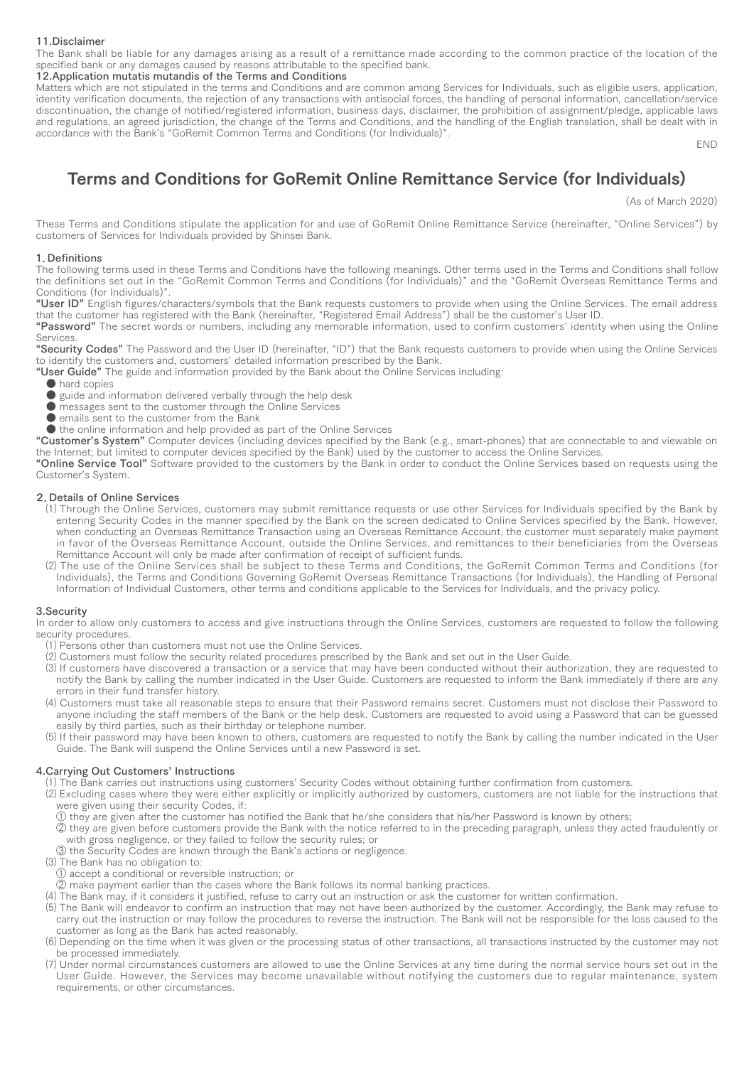### 11.Disclaimer

The Bank shall be liable for any damages arising as a result of a remittance made according to the common practice of the location of the specified bank or any damages caused by reasons attributable to the specified bank.

### 12.Application mutatis mutandis of the Terms and Conditions

Matters which are not stipulated in the terms and Conditions and are common among Services for Individuals, such as eligible users, application, identity verification documents, the rejection of any transactions with antisocial forces, the handling of personal information, cancellation/service discontinuation, the change of notified/registered information, business days, disclaimer, the prohibition of assignment/pledge, applicable laws and regulations, an agreed jurisdiction, the change of the Terms and Conditions, and the handling of the English translation, shall be dealt with in accordance with the Bank's "GoRemit Common Terms and Conditions (for Individuals)".

END

# Terms and Conditions for GoRemit Online Remittance Service (for Individuals)

(As of March 2020)

These Terms and Conditions stipulate the application for and use of GoRemit Online Remittance Service (hereinafter, "Online Services") by customers of Services for Individuals provided by Shinsei Bank.

### 1. Definitions

The following terms used in these Terms and Conditions have the following meanings. Other terms used in the Terms and Conditions shall follow the definitions set out in the "GoRemit Common Terms and Conditions (for Individuals)" and the "GoRemit Overseas Remittance Terms and Conditions (for Individuals)".

**"User ID"** English figures/characters/symbols that the Bank requests customers to provide when using the Online Services. The email address that the customer has registered with the Bank (hereinafter, "Registered Email Address") shall be the customer's User ID.

**"Password"** The secret words or numbers, including any memorable information, used to confirm customers' identity when using the Online Services.

**"Security Codes"** The Password and the User ID (hereinafter, "ID") that the Bank requests customers to provide when using the Online Services to identify the customers and, customers' detailed information prescribed by the Bank.

**"User Guide"** The guide and information provided by the Bank about the Online Services including:

- hard copies
- guide and information delivered verbally through the help desk
- messages sent to the customer through the Online Services
- emails sent to the customer from the Bank
- the online information and help provided as part of the Online Services

**"Customer's System"** Computer devices (including devices specified by the Bank (e.g., smart-phones) that are connectable to and viewable on the Internet; but limited to computer devices specified by the Bank) used by the customer to access the Online Services.

**"Online Service Tool"** Software provided to the customers by the Bank in order to conduct the Online Services based on requests using the Customer's System.

### 2. Details of Online Services

(1) Through the Online Services, customers may submit remittance requests or use other Services for Individuals specified by the Bank by entering Security Codes in the manner specified by the Bank on the screen dedicated to Online Services specified by the Bank. However, when conducting an Overseas Remittance Transaction using an Overseas Remittance Account, the customer must separately make payment in favor of the Overseas Remittance Account, outside the Online Services, and remittances to their beneficiaries from the Overseas Remittance Account will only be made after confirmation of receipt of sufficient funds.

(2) The use of the Online Services shall be subject to these Terms and Conditions, the GoRemit Common Terms and Conditions (for Individuals), the Terms and Conditions Governing GoRemit Overseas Remittance Transactions (for Individuals), the Handling of Personal Information of Individual Customers, other terms and conditions applicable to the Services for Individuals, and the privacy policy.

### 3.Security

In order to allow only customers to access and give instructions through the Online Services, customers are requested to follow the following security procedures.

(1) Persons other than customers must not use the Online Services.

(2) Customers must follow the security related procedures prescribed by the Bank and set out in the User Guide.

(3) If customers have discovered a transaction or a service that may have been conducted without their authorization, they are requested to notify the Bank by calling the number indicated in the User Guide. Customers are requested to inform the Bank immediately if there are any errors in their fund transfer history.

(4) Customers must take all reasonable steps to ensure that their Password remains secret. Customers must not disclose their Password to anyone including the staff members of the Bank or the help desk. Customers are requested to avoid using a Password that can be guessed easily by third parties, such as their birthday or telephone number.

(5) If their password may have been known to others, customers are requested to notify the Bank by calling the number indicated in the User Guide. The Bank will suspend the Online Services until a new Password is set.

### 4.Carrying Out Customers' Instructions

(1) The Bank carries out instructions using customers' Security Codes without obtaining further confirmation from customers.

(2) Excluding cases where they were either explicitly or implicitly authorized by customers, customers are not liable for the instructions that were given using their security Codes, if:

① they are given after the customer has notified the Bank that he/she considers that his/her Password is known by others;

② they are given before customers provide the Bank with the notice referred to in the preceding paragraph, unless they acted fraudulently or with gross negligence, or they failed to follow the security rules; or

③ the Security Codes are known through the Bank's actions or negligence.

(3) The Bank has no obligation to:

① accept a conditional or reversible instruction; or

② make payment earlier than the cases where the Bank follows its normal banking practices.

(4) The Bank may, if it considers it justified, refuse to carry out an instruction or ask the customer for written confirmation.

(5) The Bank will endeavor to confirm an instruction that may not have been authorized by the customer. Accordingly, the Bank may refuse to carry out the instruction or may follow the procedures to reverse the instruction. The Bank will not be responsible for the loss caused to the customer as long as the Bank has acted reasonably.

(6) Depending on the time when it was given or the processing status of other transactions, all transactions instructed by the customer may not be processed immediately.

(7) Under normal circumstances customers are allowed to use the Online Services at any time during the normal service hours set out in the User Guide. However, the Services may become unavailable without notifying the customers due to regular maintenance, system requirements, or other circumstances.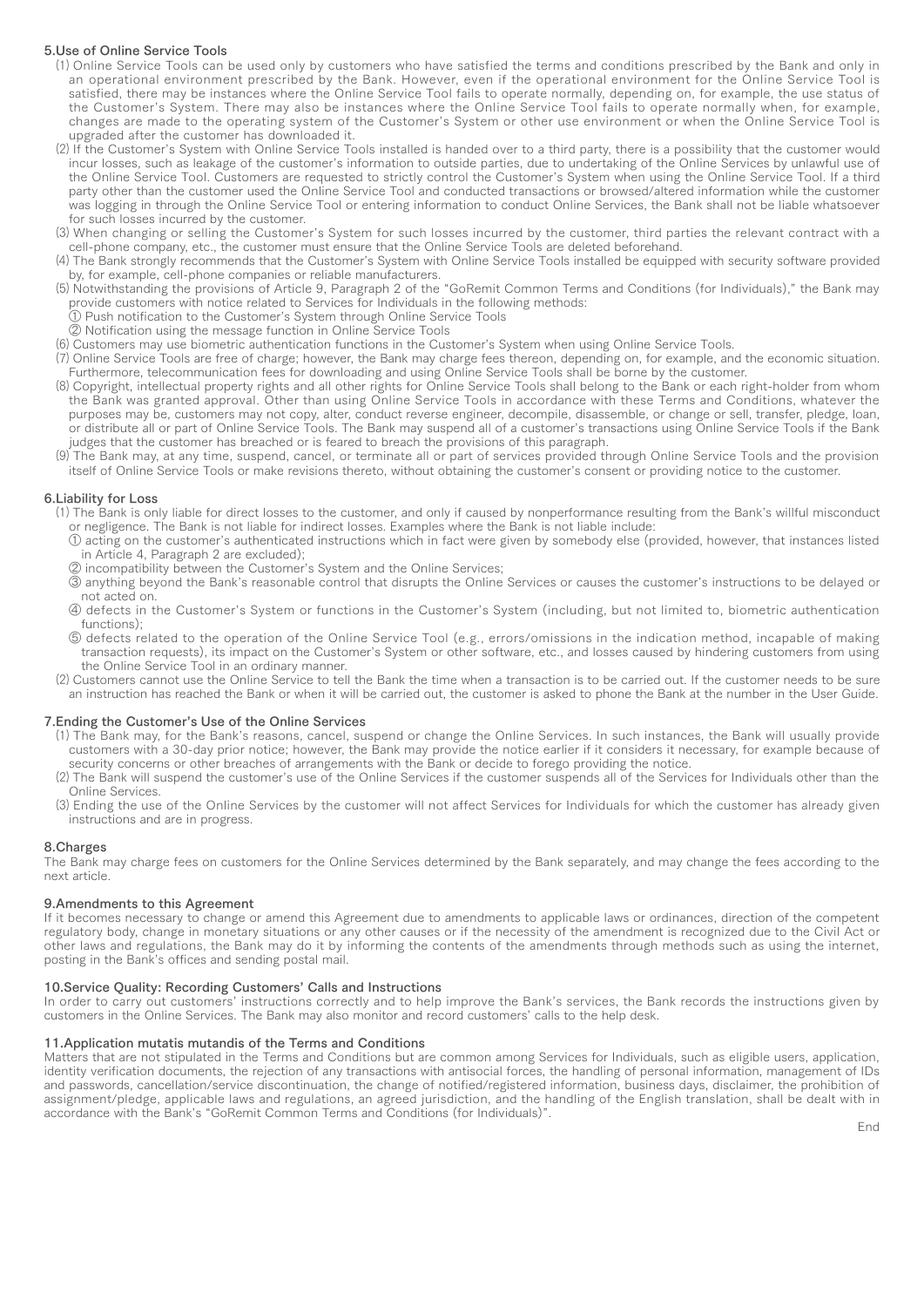## 5.Use of Online Service Tools

(1) Online Service Tools can be used only by customers who have satisfied the terms and conditions prescribed by the Bank and only in an operational environment prescribed by the Bank. However, even if the operational environment for the Online Service Tool is satisfied, there may be instances where the Online Service Tool fails to operate normally, depending on, for example, the use status of the Customer's System. There may also be instances where the Online Service Tool fails to operate normally when, for example, changes are made to the operating system of the Customer's System or other use environment or when the Online Service Tool is upgraded after the customer has downloaded it.

(2) If the Customer's System with Online Service Tools installed is handed over to a third party, there is a possibility that the customer would incur losses, such as leakage of the customer's information to outside parties, due to undertaking of the Online Services by unlawful use of the Online Service Tool. Customers are requested to strictly control the Customer's System when using the Online Service Tool. If a third party other than the customer used the Online Service Tool and conducted transactions or browsed/altered information while the customer was logging in through the Online Service Tool or entering information to conduct Online Services, the Bank shall not be liable whatsoever for such losses incurred by the customer.

(3) When changing or selling the Customer's System for such losses incurred by the customer, third parties the relevant contract with a cell-phone company, etc., the customer must ensure that the Online Service Tools are deleted beforehand.

(4) The Bank strongly recommends that the Customer's System with Online Service Tools installed be equipped with security software provided by, for example, cell-phone companies or reliable manufacturers.

(5) Notwithstanding the provisions of Article 9, Paragraph 2 of the "GoRemit Common Terms and Conditions (for Individuals)," the Bank may provide customers with notice related to Services for Individuals in the following methods:

① Push notification to the Customer's System through Online Service Tools

② Notification using the message function in Online Service Tools

(6) Customers may use biometric authentication functions in the Customer's System when using Online Service Tools.

(7) Online Service Tools are free of charge; however, the Bank may charge fees thereon, depending on, for example, and the economic situation. Furthermore, telecommunication fees for downloading and using Online Service Tools shall be borne by the customer.

(8) Copyright, intellectual property rights and all other rights for Online Service Tools shall belong to the Bank or each right-holder from whom the Bank was granted approval. Other than using Online Service Tools in accordance with these Terms and Conditions, whatever the purposes may be, customers may not copy, alter, conduct reverse engineer, decompile, disassemble, or change or sell, transfer, pledge, loan, or distribute all or part of Online Service Tools. The Bank may suspend all of a customer's transactions using Online Service Tools if the Bank judges that the customer has breached or is feared to breach the provisions of this paragraph.

(9) The Bank may, at any time, suspend, cancel, or terminate all or part of services provided through Online Service Tools and the provision itself of Online Service Tools or make revisions thereto, without obtaining the customer's consent or providing notice to the customer.

## 6.Liability for Loss

(1) The Bank is only liable for direct losses to the customer, and only if caused by nonperformance resulting from the Bank's willful misconduct or negligence. The Bank is not liable for indirect losses. Examples where the Bank is not liable include:

① acting on the customer's authenticated instructions which in fact were given by somebody else (provided, however, that instances listed in Article 4, Paragraph 2 are excluded);

② incompatibility between the Customer's System and the Online Services;

③ anything beyond the Bank's reasonable control that disrupts the Online Services or causes the customer's instructions to be delayed or not acted on.

④ defects in the Customer's System or functions in the Customer's System (including, but not limited to, biometric authentication functions);

⑤ defects related to the operation of the Online Service Tool (e.g., errors/omissions in the indication method, incapable of making transaction requests), its impact on the Customer's System or other software, etc., and losses caused by hindering customers from using the Online Service Tool in an ordinary manner.

(2) Customers cannot use the Online Service to tell the Bank the time when a transaction is to be carried out. If the customer needs to be sure an instruction has reached the Bank or when it will be carried out, the customer is asked to phone the Bank at the number in the User Guide.

## 7.Ending the Customer's Use of the Online Services

(1) The Bank may, for the Bank's reasons, cancel, suspend or change the Online Services. In such instances, the Bank will usually provide customers with a 30-day prior notice; however, the Bank may provide the notice earlier if it considers it necessary, for example because of security concerns or other breaches of arrangements with the Bank or decide to forego providing the notice.

(2) The Bank will suspend the customer's use of the Online Services if the customer suspends all of the Services for Individuals other than the Online Services.

(3) Ending the use of the Online Services by the customer will not affect Services for Individuals for which the customer has already given instructions and are in progress.

## 8.Charges

The Bank may charge fees on customers for the Online Services determined by the Bank separately, and may change the fees according to the next article.

## 9.Amendments to this Agreement

If it becomes necessary to change or amend this Agreement due to amendments to applicable laws or ordinances, direction of the competent regulatory body, change in monetary situations or any other causes or if the necessity of the amendment is recognized due to the Civil Act or other laws and regulations, the Bank may do it by informing the contents of the amendments through methods such as using the internet, posting in the Bank's offices and sending postal mail.

## 10.Service Quality: Recording Customers' Calls and Instructions

In order to carry out customers' instructions correctly and to help improve the Bank's services, the Bank records the instructions given by customers in the Online Services. The Bank may also monitor and record customers' calls to the help desk.

## 11.Application mutatis mutandis of the Terms and Conditions

Matters that are not stipulated in the Terms and Conditions but are common among Services for Individuals, such as eligible users, application, identity verification documents, the rejection of any transactions with antisocial forces, the handling of personal information, management of IDs and passwords, cancellation/service discontinuation, the change of notified/registered information, business days, disclaimer, the prohibition of assignment/pledge, applicable laws and regulations, an agreed jurisdiction, and the handling of the English translation, shall be dealt with in accordance with the Bank's "GoRemit Common Terms and Conditions (for Individuals)".

End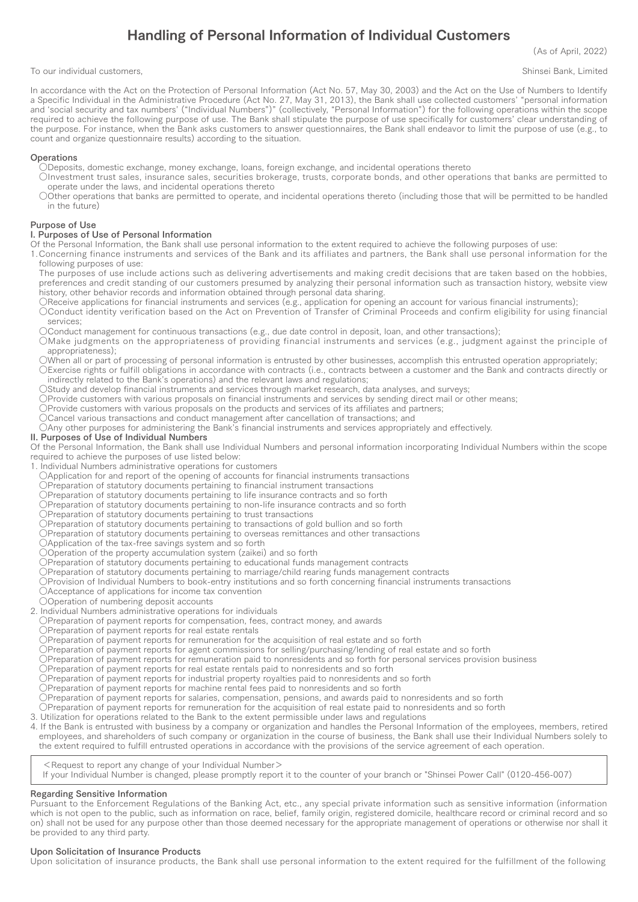# Handling of Personal Information of Individual Customers

(As of April, 2022)

To our individual customers,

Shinsei Bank, Limited

In accordance with the Act on the Protection of Personal Information (Act No. 57, May 30, 2003) and the Act on the Use of Numbers to Identify a Specific Individual in the Administrative Procedure (Act No. 27, May 31, 2013), the Bank shall use collected customers' "personal information and 'social security and tax numbers' ("Individual Numbers")" (collectively, "Personal Information") for the following operations within the scope required to achieve the following purpose of use. The Bank shall stipulate the purpose of use specifically for customers' clear understanding of the purpose. For instance, when the Bank asks customers to answer questionnaires, the Bank shall endeavor to limit the purpose of use (e.g., to count and organize questionnaire results) according to the situation.

### Operations

- ○Deposits, domestic exchange, money exchange, loans, foreign exchange, and incidental operations thereto
- ○Investment trust sales, insurance sales, securities brokerage, trusts, corporate bonds, and other operations that banks are permitted to operate under the laws, and incidental operations thereto
- ○Other operations that banks are permitted to operate, and incidental operations thereto (including those that will be permitted to be handled in the future)

### Purpose of Use

#### I. Purposes of Use of Personal Information

Of the Personal Information, the Bank shall use personal information to the extent required to achieve the following purposes of use:

1. Concerning finance instruments and services of the Bank and its affiliates and partners, the Bank shall use personal information for the following purposes of use:

   The purposes of use include actions such as delivering advertisements and making credit decisions that are taken based on the hobbies, preferences and credit standing of our customers presumed by analyzing their personal information such as transaction history, website view history, other behavior records and information obtained through personal data sharing.

   - ○Receive applications for financial instruments and services (e.g., application for opening an account for various financial instruments);
   - ○Conduct identity verification based on the Act on Prevention of Transfer of Criminal Proceeds and confirm eligibility for using financial services;
   - ○Conduct management for continuous transactions (e.g., due date control in deposit, loan, and other transactions);
   - ○Make judgments on the appropriateness of providing financial instruments and services (e.g., judgment against the principle of appropriateness);
   - ○When all or part of processing of personal information is entrusted by other businesses, accomplish this entrusted operation appropriately;
   - ○Exercise rights or fulfill obligations in accordance with contracts (i.e., contracts between a customer and the Bank and contracts directly or indirectly related to the Bank's operations) and the relevant laws and regulations;
   - ○Study and develop financial instruments and services through market research, data analyses, and surveys;
   - ○Provide customers with various proposals on financial instruments and services by sending direct mail or other means;
   - ○Provide customers with various proposals on the products and services of its affiliates and partners;
   - ○Cancel various transactions and conduct management after cancellation of transactions; and
   - ○Any other purposes for administering the Bank's financial instruments and services appropriately and effectively.

#### II. Purposes of Use of Individual Numbers

Of the Personal Information, the Bank shall use Individual Numbers and personal information incorporating Individual Numbers within the scope required to achieve the purposes of use listed below:

1. Individual Numbers administrative operations for customers
   - ○Application for and report of the opening of accounts for financial instruments transactions
   - ○Preparation of statutory documents pertaining to financial instrument transactions
   - ○Preparation of statutory documents pertaining to life insurance contracts and so forth
   - ○Preparation of statutory documents pertaining to non-life insurance contracts and so forth
   - ○Preparation of statutory documents pertaining to trust transactions
   - ○Preparation of statutory documents pertaining to transactions of gold bullion and so forth
   - ○Preparation of statutory documents pertaining to overseas remittances and other transactions
   - ○Application of the tax-free savings system and so forth
   - ○Operation of the property accumulation system (zaikei) and so forth
   - ○Preparation of statutory documents pertaining to educational funds management contracts
   - ○Preparation of statutory documents pertaining to marriage/child rearing funds management contracts
   - ○Provision of Individual Numbers to book-entry institutions and so forth concerning financial instruments transactions
   - ○Acceptance of applications for income tax convention
   - ○Operation of numbering deposit accounts
2. Individual Numbers administrative operations for individuals
   - ○Preparation of payment reports for compensation, fees, contract money, and awards
   - ○Preparation of payment reports for real estate rentals
   - ○Preparation of payment reports for remuneration for the acquisition of real estate and so forth
   - ○Preparation of payment reports for agent commissions for selling/purchasing/lending of real estate and so forth
   - ○Preparation of payment reports for remuneration paid to nonresidents and so forth for personal services provision business
   - ○Preparation of payment reports for real estate rentals paid to nonresidents and so forth
   - ○Preparation of payment reports for industrial property royalties paid to nonresidents and so forth
   - ○Preparation of payment reports for machine rental fees paid to nonresidents and so forth
   - ○Preparation of payment reports for salaries, compensation, pensions, and awards paid to nonresidents and so forth
   - ○Preparation of payment reports for remuneration for the acquisition of real estate paid to nonresidents and so forth
3. Utilization for operations related to the Bank to the extent permissible under laws and regulations
4. If the Bank is entrusted with business by a company or organization and handles the Personal Information of the employees, members, retired employees, and shareholders of such company or organization in the course of business, the Bank shall use their Individual Numbers solely to the extent required to fulfill entrusted operations in accordance with the provisions of the service agreement of each operation.

> ＜Request to report any change of your Individual Number＞
> If your Individual Number is changed, please promptly report it to the counter of your branch or "Shinsei Power Call" (0120-456-007)

### Regarding Sensitive Information

Pursuant to the Enforcement Regulations of the Banking Act, etc., any special private information such as sensitive information (information which is not open to the public, such as information on race, belief, family origin, registered domicile, healthcare record or criminal record and so on) shall not be used for any purpose other than those deemed necessary for the appropriate management of operations or otherwise nor shall it be provided to any third party.

### Upon Solicitation of Insurance Products

Upon solicitation of insurance products, the Bank shall use personal information to the extent required for the fulfillment of the following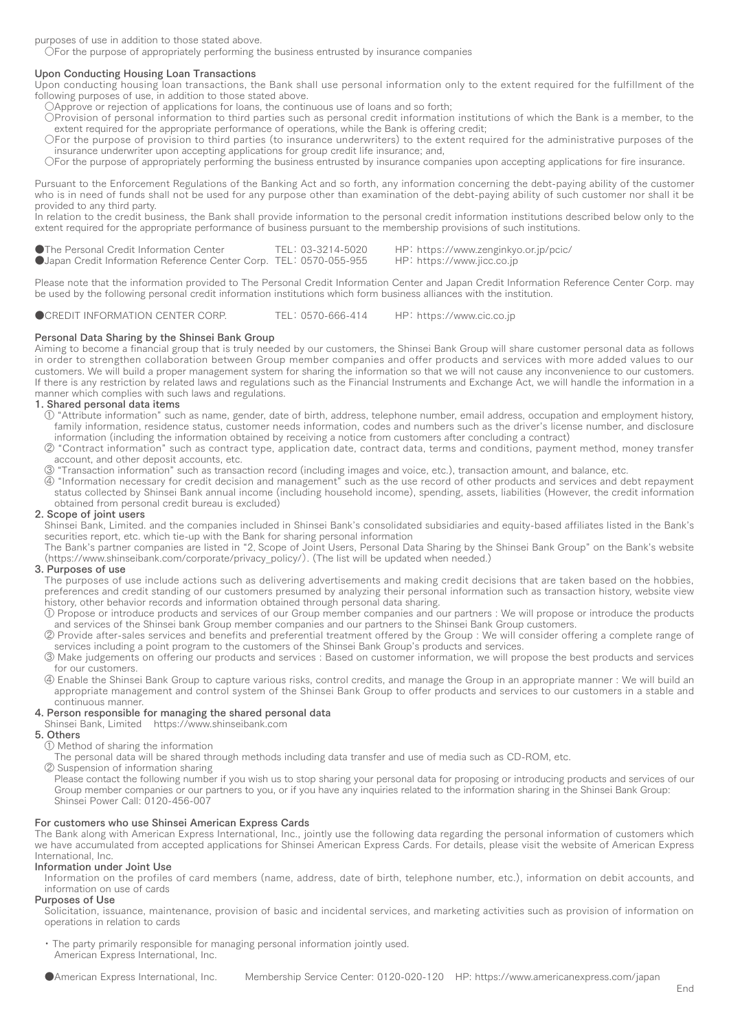purposes of use in addition to those stated above.

○For the purpose of appropriately performing the business entrusted by insurance companies

### Upon Conducting Housing Loan Transactions

Upon conducting housing loan transactions, the Bank shall use personal information only to the extent required for the fulfillment of the following purposes of use, in addition to those stated above.

○Approve or rejection of applications for loans, the continuous use of loans and so forth;

○Provision of personal information to third parties such as personal credit information institutions of which the Bank is a member, to the extent required for the appropriate performance of operations, while the Bank is offering credit;

○For the purpose of provision to third parties (to insurance underwriters) to the extent required for the administrative purposes of the insurance underwriter upon accepting applications for group credit life insurance; and,

○For the purpose of appropriately performing the business entrusted by insurance companies upon accepting applications for fire insurance.

Pursuant to the Enforcement Regulations of the Banking Act and so forth, any information concerning the debt-paying ability of the customer who is in need of funds shall not be used for any purpose other than examination of the debt-paying ability of such customer nor shall it be provided to any third party.

In relation to the credit business, the Bank shall provide information to the personal credit information institutions described below only to the extent required for the appropriate performance of business pursuant to the membership provisions of such institutions.

●The Personal Credit Information Center TEL：03-3214-5020 HP：https://www.zenginkyo.or.jp/pcic/

●Japan Credit Information Reference Center Corp. TEL：0570-055-955 HP：https://www.jicc.co.jp

Please note that the information provided to The Personal Credit Information Center and Japan Credit Information Reference Center Corp. may be used by the following personal credit information institutions which form business alliances with the institution.

●CREDIT INFORMATION CENTER CORP. TEL：0570-666-414 HP：https://www.cic.co.jp

### Personal Data Sharing by the Shinsei Bank Group

Aiming to become a financial group that is truly needed by our customers, the Shinsei Bank Group will share customer personal data as follows in order to strengthen collaboration between Group member companies and offer products and services with more added values to our customers. We will build a proper management system for sharing the information so that we will not cause any inconvenience to our customers. If there is any restriction by related laws and regulations such as the Financial Instruments and Exchange Act, we will handle the information in a manner which complies with such laws and regulations.

#### 1. Shared personal data items

① "Attribute information" such as name, gender, date of birth, address, telephone number, email address, occupation and employment history, family information, residence status, customer needs information, codes and numbers such as the driver's license number, and disclosure information (including the information obtained by receiving a notice from customers after concluding a contract)

② "Contract information" such as contract type, application date, contract data, terms and conditions, payment method, money transfer account, and other deposit accounts, etc.

③ "Transaction information" such as transaction record (including images and voice, etc.), transaction amount, and balance, etc.

④ "Information necessary for credit decision and management" such as the use record of other products and services and debt repayment status collected by Shinsei Bank annual income (including household income), spending, assets, liabilities (However, the credit information obtained from personal credit bureau is excluded)

#### 2. Scope of joint users

Shinsei Bank, Limited. and the companies included in Shinsei Bank's consolidated subsidiaries and equity-based affiliates listed in the Bank's securities report, etc. which tie-up with the Bank for sharing personal information

The Bank's partner companies are listed in "2. Scope of Joint Users, Personal Data Sharing by the Shinsei Bank Group" on the Bank's website (https://www.shinseibank.com/corporate/privacy_policy/). (The list will be updated when needed.)

#### 3. Purposes of use

The purposes of use include actions such as delivering advertisements and making credit decisions that are taken based on the hobbies, preferences and credit standing of our customers presumed by analyzing their personal information such as transaction history, website view history, other behavior records and information obtained through personal data sharing.

① Propose or introduce products and services of our Group member companies and our partners : We will propose or introduce the products and services of the Shinsei bank Group member companies and our partners to the Shinsei Bank Group customers.

② Provide after-sales services and benefits and preferential treatment offered by the Group : We will consider offering a complete range of services including a point program to the customers of the Shinsei Bank Group's products and services.

③ Make judgements on offering our products and services : Based on customer information, we will propose the best products and services for our customers.

④ Enable the Shinsei Bank Group to capture various risks, control credits, and manage the Group in an appropriate manner : We will build an appropriate management and control system of the Shinsei Bank Group to offer products and services to our customers in a stable and continuous manner.

#### 4. Person responsible for managing the shared personal data

Shinsei Bank, Limited https://www.shinseibank.com

#### 5. Others

① Method of sharing the information

The personal data will be shared through methods including data transfer and use of media such as CD-ROM, etc.

② Suspension of information sharing

Please contact the following number if you wish us to stop sharing your personal data for proposing or introducing products and services of our Group member companies or our partners to you, or if you have any inquiries related to the information sharing in the Shinsei Bank Group: Shinsei Power Call: 0120-456-007

### For customers who use Shinsei American Express Cards

The Bank along with American Express International, Inc., jointly use the following data regarding the personal information of customers which we have accumulated from accepted applications for Shinsei American Express Cards. For details, please visit the website of American Express International, Inc.

#### Information under Joint Use

Information on the profiles of card members (name, address, date of birth, telephone number, etc.), information on debit accounts, and information on use of cards

#### Purposes of Use

Solicitation, issuance, maintenance, provision of basic and incidental services, and marketing activities such as provision of information on operations in relation to cards

・The party primarily responsible for managing personal information jointly used.
American Express International, Inc.

●American Express International, Inc. Membership Service Center: 0120-020-120 HP: https://www.americanexpress.com/japan

End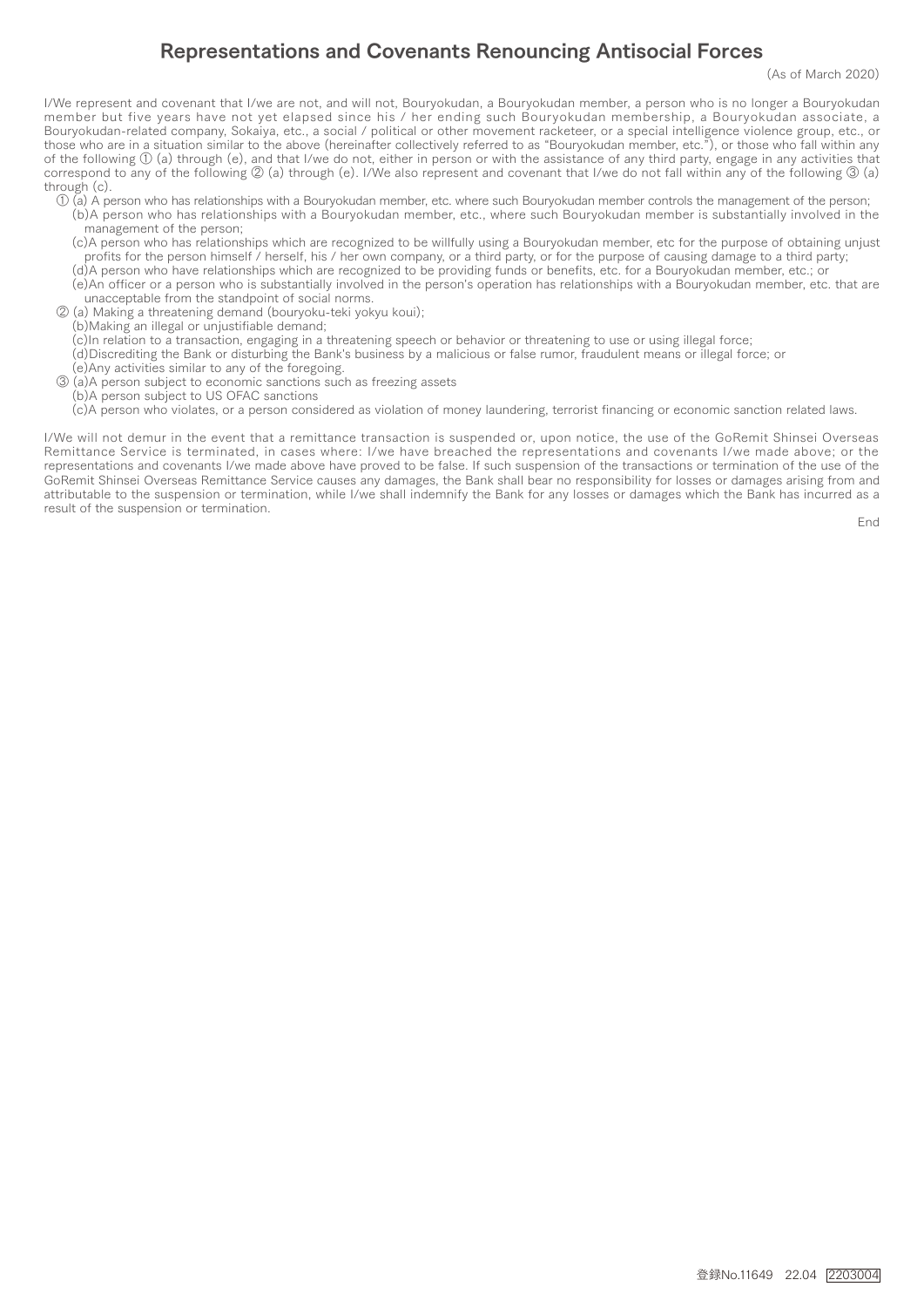# Representations and Covenants Renouncing Antisocial Forces

(As of March 2020)

I/We represent and covenant that I/we are not, and will not, Bouryokudan, a Bouryokudan member, a person who is no longer a Bouryokudan member but five years have not yet elapsed since his / her ending such Bouryokudan membership, a Bouryokudan associate, a Bouryokudan-related company, Sokaiya, etc., a social / political or other movement racketeer, or a special intelligence violence group, etc., or those who are in a situation similar to the above (hereinafter collectively referred to as "Bouryokudan member, etc."), or those who fall within any of the following ① (a) through (e), and that I/we do not, either in person or with the assistance of any third party, engage in any activities that correspond to any of the following ② (a) through (e). I/We also represent and covenant that I/we do not fall within any of the following ③ (a) through (c).

① (a) A person who has relationships with a Bouryokudan member, etc. where such Bouryokudan member controls the management of the person;
(b)A person who has relationships with a Bouryokudan member, etc., where such Bouryokudan member is substantially involved in the management of the person;
(c)A person who has relationships which are recognized to be willfully using a Bouryokudan member, etc for the purpose of obtaining unjust profits for the person himself / herself, his / her own company, or a third party, or for the purpose of causing damage to a third party;
(d)A person who have relationships which are recognized to be providing funds or benefits, etc. for a Bouryokudan member, etc.; or
(e)An officer or a person who is substantially involved in the person's operation has relationships with a Bouryokudan member, etc. that are unacceptable from the standpoint of social norms.

② (a) Making a threatening demand (bouryoku-teki yokyu koui);
(b)Making an illegal or unjustifiable demand;
(c)In relation to a transaction, engaging in a threatening speech or behavior or threatening to use or using illegal force;
(d)Discrediting the Bank or disturbing the Bank's business by a malicious or false rumor, fraudulent means or illegal force; or
(e)Any activities similar to any of the foregoing.

③ (a)A person subject to economic sanctions such as freezing assets
(b)A person subject to US OFAC sanctions
(c)A person who violates, or a person considered as violation of money laundering, terrorist financing or economic sanction related laws.

I/We will not demur in the event that a remittance transaction is suspended or, upon notice, the use of the GoRemit Shinsei Overseas Remittance Service is terminated, in cases where: I/we have breached the representations and covenants I/we made above; or the representations and covenants I/we made above have proved to be false. If such suspension of the transactions or termination of the use of the GoRemit Shinsei Overseas Remittance Service causes any damages, the Bank shall bear no responsibility for losses or damages arising from and attributable to the suspension or termination, while I/we shall indemnify the Bank for any losses or damages which the Bank has incurred as a result of the suspension or termination.

End

登録No.11649 22.04 2203004